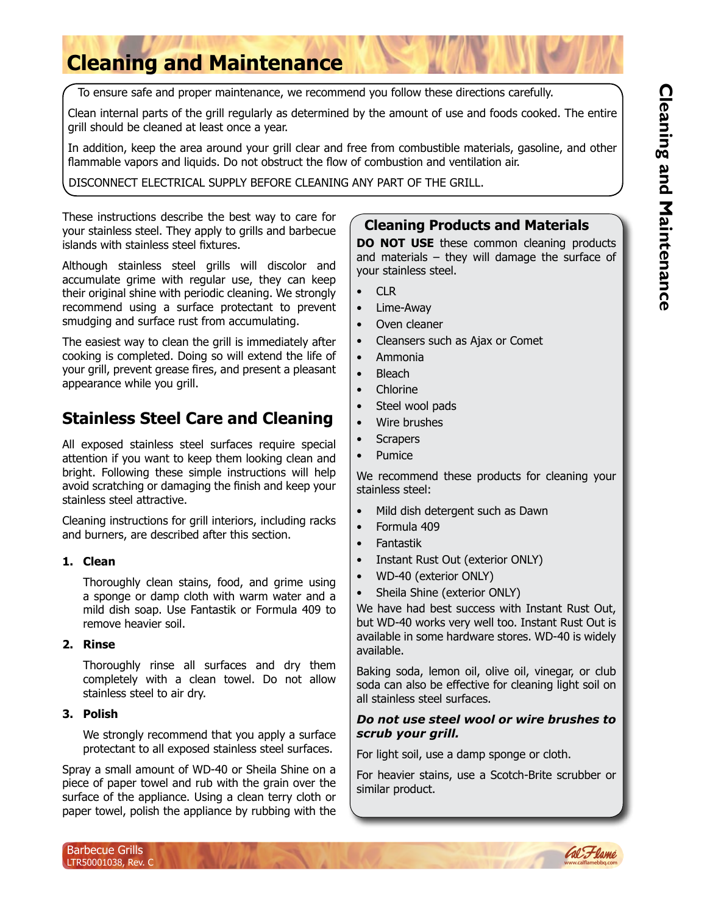# Cleaning and Maintenance

To ensure safe and proper maintenance, we recommend you follow these directions carefully.

Clean internal parts of the grill regularly as determined by the amount of use and foods cooked. The entire grill should be cleaned at least once a year.

In addition, keep the area around your grill clear and free from combustible materials, gasoline, and other flammable vapors and liquids. Do not obstruct the flow of combustion and ventilation air.

DISCONNECT ELECTRICAL SUPPLY BEFORE CLEANING ANY PART OF THE GRILL.

These instructions describe the best way to care for your stainless steel. They apply to grills and barbecue islands with stainless steel fixtures.

Although stainless steel grills will discolor and accumulate grime with regular use, they can keep their original shine with periodic cleaning. We strongly recommend using a surface protectant to prevent smudging and surface rust from accumulating.

The easiest way to clean the grill is immediately after cooking is completed. Doing so will extend the life of your grill, prevent grease fires, and present a pleasant appearance while you grill.

## Stainless Steel Care and Cleaning

All exposed stainless steel surfaces require special attention if you want to keep them looking clean and bright. Following these simple instructions will help avoid scratching or damaging the finish and keep your stainless steel attractive.

Cleaning instructions for grill interiors, including racks and burners, are described after this section.

1. **Clean**

   Thoroughly clean stains, food, and grime using a sponge or damp cloth with warm water and a mild dish soap. Use Fantastik or Formula 409 to remove heavier soil.

2. **Rinse**

   Thoroughly rinse all surfaces and dry them completely with a clean towel. Do not allow stainless steel to air dry.

3. **Polish**

   We strongly recommend that you apply a surface protectant to all exposed stainless steel surfaces.

Spray a small amount of WD-40 or Sheila Shine on a piece of paper towel and rub with the grain over the surface of the appliance. Using a clean terry cloth or paper towel, polish the appliance by rubbing with the

### Cleaning Products and Materials

**DO NOT USE** these common cleaning products and materials – they will damage the surface of your stainless steel.

- CLR
- Lime-Away
- Oven cleaner
- Cleansers such as Ajax or Comet
- Ammonia
- Bleach
- Chlorine
- Steel wool pads
- Wire brushes
- Scrapers
- Pumice

We recommend these products for cleaning your stainless steel:

- Mild dish detergent such as Dawn
- Formula 409
- Fantastik
- Instant Rust Out (exterior ONLY)
- WD-40 (exterior ONLY)
- Sheila Shine (exterior ONLY)

We have had best success with Instant Rust Out, but WD-40 works very well too. Instant Rust Out is available in some hardware stores. WD-40 is widely available.

Baking soda, lemon oil, olive oil, vinegar, or club soda can also be effective for cleaning light soil on all stainless steel surfaces.

***Do not use steel wool or wire brushes to scrub your grill.***

For light soil, use a damp sponge or cloth.

For heavier stains, use a Scotch-Brite scrubber or similar product.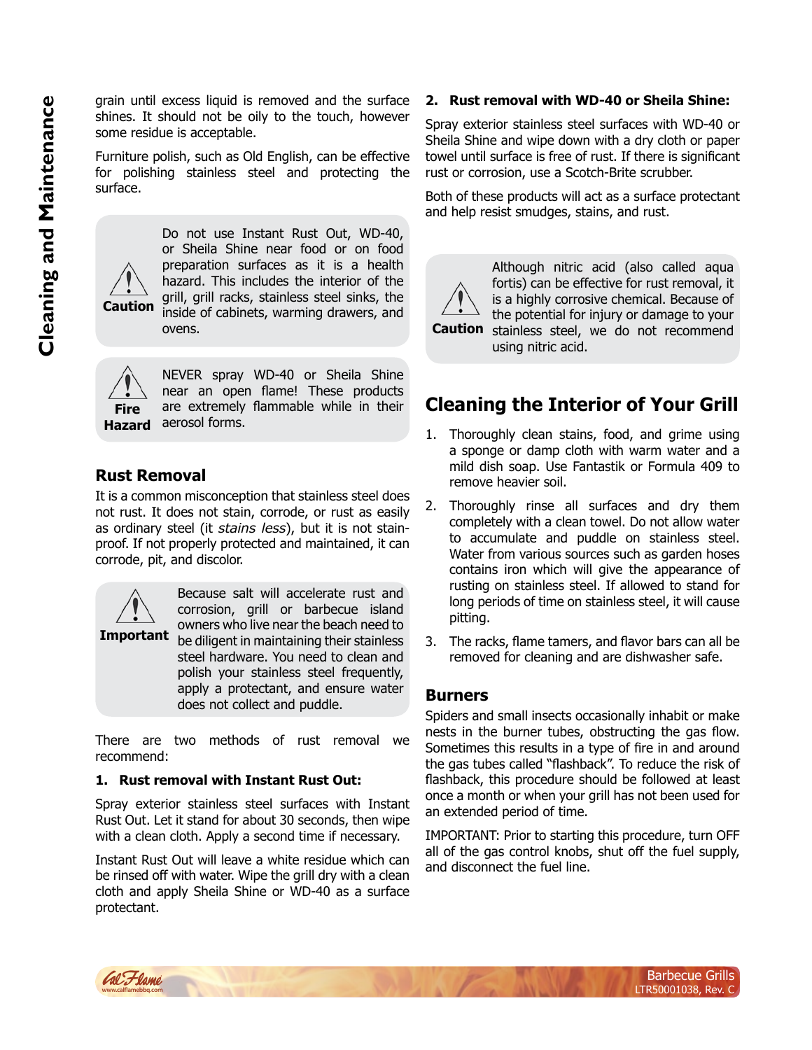grain until excess liquid is removed and the surface shines. It should not be oily to the touch, however some residue is acceptable.

Furniture polish, such as Old English, can be effective for polishing stainless steel and protecting the surface.

**Caution** Do not use Instant Rust Out, WD-40, or Sheila Shine near food or on food preparation surfaces as it is a health hazard. This includes the interior of the grill, grill racks, stainless steel sinks, the inside of cabinets, warming drawers, and ovens.

**Fire Hazard** NEVER spray WD-40 or Sheila Shine near an open flame! These products are extremely flammable while in their aerosol forms.

## Rust Removal

It is a common misconception that stainless steel does not rust. It does not stain, corrode, or rust as easily as ordinary steel (it *stains less*), but it is not stain-proof. If not properly protected and maintained, it can corrode, pit, and discolor.

**Important** Because salt will accelerate rust and corrosion, grill or barbecue island owners who live near the beach need to be diligent in maintaining their stainless steel hardware. You need to clean and polish your stainless steel frequently, apply a protectant, and ensure water does not collect and puddle.

There are two methods of rust removal we recommend:

**1. Rust removal with Instant Rust Out:**

Spray exterior stainless steel surfaces with Instant Rust Out. Let it stand for about 30 seconds, then wipe with a clean cloth. Apply a second time if necessary.

Instant Rust Out will leave a white residue which can be rinsed off with water. Wipe the grill dry with a clean cloth and apply Sheila Shine or WD-40 as a surface protectant.

**2. Rust removal with WD-40 or Sheila Shine:**

Spray exterior stainless steel surfaces with WD-40 or Sheila Shine and wipe down with a dry cloth or paper towel until surface is free of rust. If there is significant rust or corrosion, use a Scotch-Brite scrubber.

Both of these products will act as a surface protectant and help resist smudges, stains, and rust.

**Caution** Although nitric acid (also called aqua fortis) can be effective for rust removal, it is a highly corrosive chemical. Because of the potential for injury or damage to your stainless steel, we do not recommend using nitric acid.

## Cleaning the Interior of Your Grill

1. Thoroughly clean stains, food, and grime using a sponge or damp cloth with warm water and a mild dish soap. Use Fantastik or Formula 409 to remove heavier soil.
2. Thoroughly rinse all surfaces and dry them completely with a clean towel. Do not allow water to accumulate and puddle on stainless steel. Water from various sources such as garden hoses contains iron which will give the appearance of rusting on stainless steel. If allowed to stand for long periods of time on stainless steel, it will cause pitting.
3. The racks, flame tamers, and flavor bars can all be removed for cleaning and are dishwasher safe.

### Burners

Spiders and small insects occasionally inhabit or make nests in the burner tubes, obstructing the gas flow. Sometimes this results in a type of fire in and around the gas tubes called "flashback". To reduce the risk of flashback, this procedure should be followed at least once a month or when your grill has not been used for an extended period of time.

IMPORTANT: Prior to starting this procedure, turn OFF all of the gas control knobs, shut off the fuel supply, and disconnect the fuel line.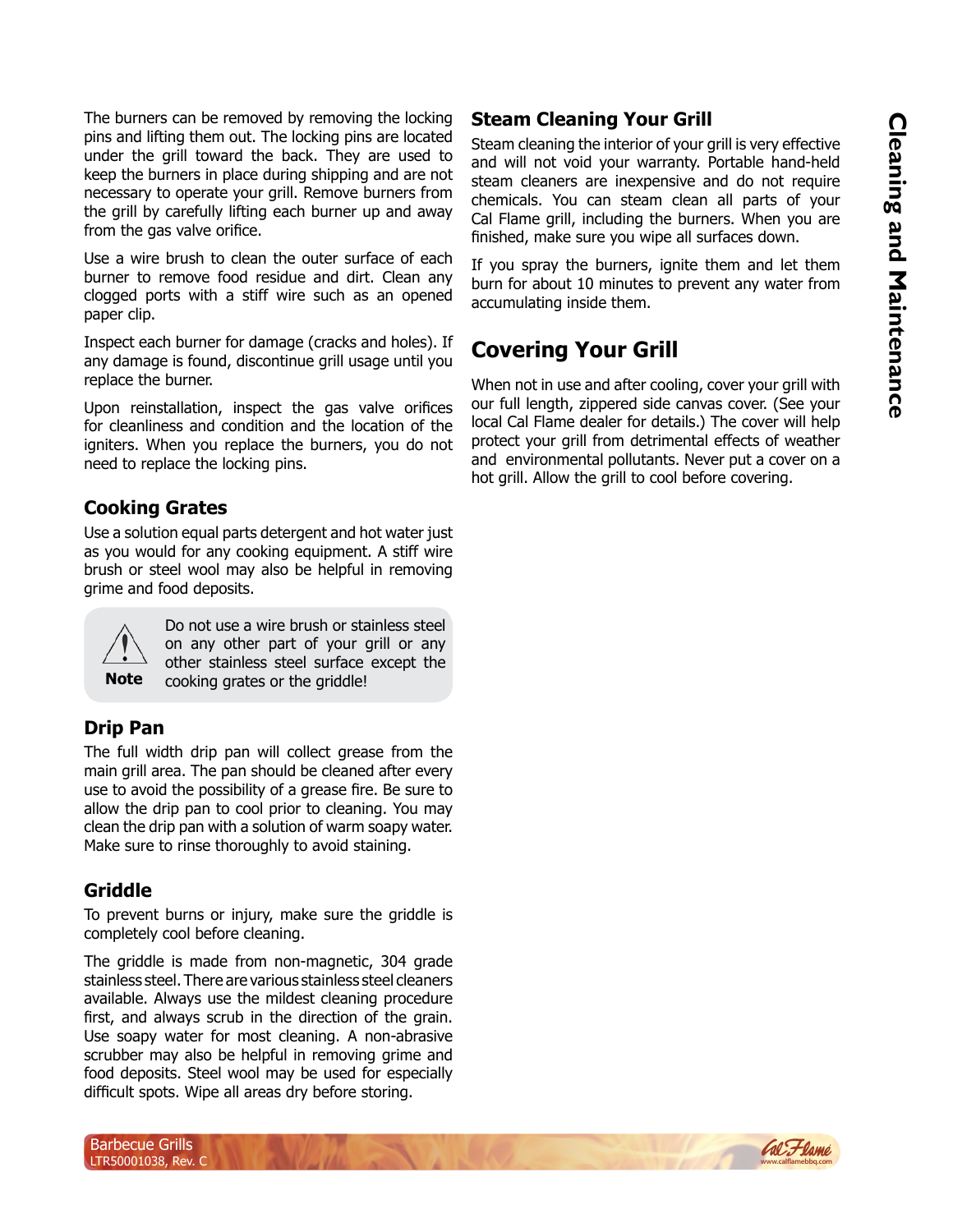The burners can be removed by removing the locking pins and lifting them out. The locking pins are located under the grill toward the back. They are used to keep the burners in place during shipping and are not necessary to operate your grill. Remove burners from the grill by carefully lifting each burner up and away from the gas valve orifice.

Use a wire brush to clean the outer surface of each burner to remove food residue and dirt. Clean any clogged ports with a stiff wire such as an opened paper clip.

Inspect each burner for damage (cracks and holes). If any damage is found, discontinue grill usage until you replace the burner.

Upon reinstallation, inspect the gas valve orifices for cleanliness and condition and the location of the igniters. When you replace the burners, you do not need to replace the locking pins.

### Cooking Grates

Use a solution equal parts detergent and hot water just as you would for any cooking equipment. A stiff wire brush or steel wool may also be helpful in removing grime and food deposits.

> **Note**
>
> Do not use a wire brush or stainless steel on any other part of your grill or any other stainless steel surface except the cooking grates or the griddle!

### Drip Pan

The full width drip pan will collect grease from the main grill area. The pan should be cleaned after every use to avoid the possibility of a grease fire. Be sure to allow the drip pan to cool prior to cleaning. You may clean the drip pan with a solution of warm soapy water. Make sure to rinse thoroughly to avoid staining.

### Griddle

To prevent burns or injury, make sure the griddle is completely cool before cleaning.

The griddle is made from non-magnetic, 304 grade stainless steel. There are various stainless steel cleaners available. Always use the mildest cleaning procedure first, and always scrub in the direction of the grain. Use soapy water for most cleaning. A non-abrasive scrubber may also be helpful in removing grime and food deposits. Steel wool may be used for especially difficult spots. Wipe all areas dry before storing.

### Steam Cleaning Your Grill

Steam cleaning the interior of your grill is very effective and will not void your warranty. Portable hand-held steam cleaners are inexpensive and do not require chemicals. You can steam clean all parts of your Cal Flame grill, including the burners. When you are finished, make sure you wipe all surfaces down.

If you spray the burners, ignite them and let them burn for about 10 minutes to prevent any water from accumulating inside them.

## Covering Your Grill

When not in use and after cooling, cover your grill with our full length, zippered side canvas cover. (See your local Cal Flame dealer for details.) The cover will help protect your grill from detrimental effects of weather and environmental pollutants. Never put a cover on a hot grill. Allow the grill to cool before covering.